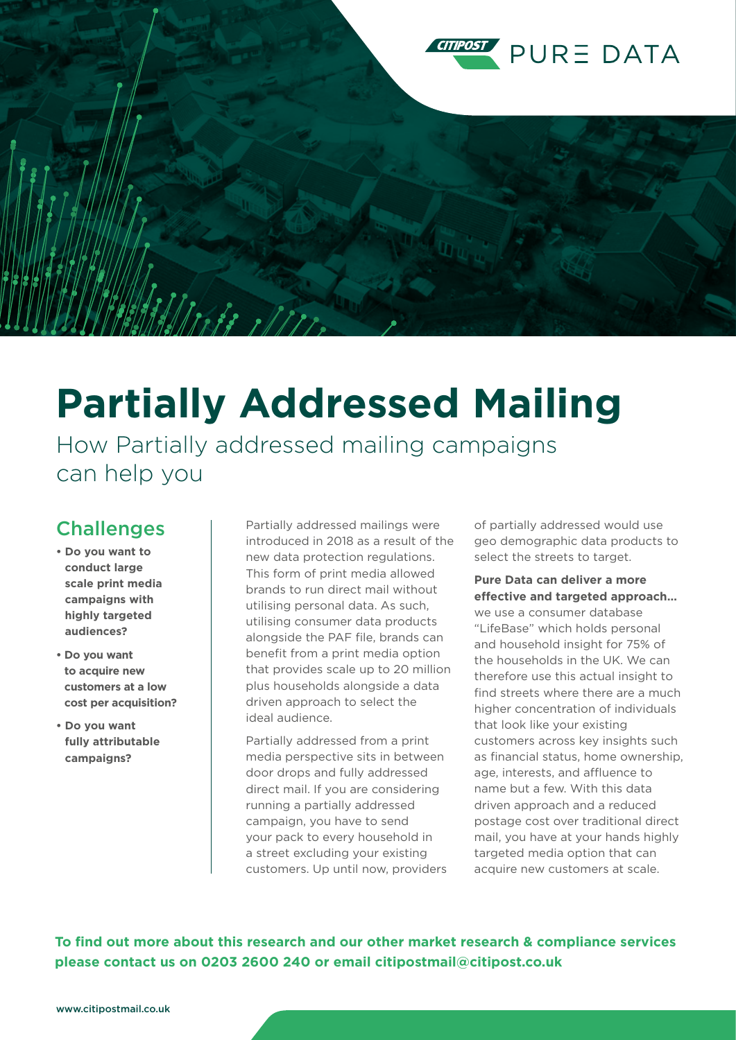CITIPOST PURE DATA

# Partially Addressed Mailing

How Partially addressed mailing campaigns can help you

## Challenges

- **Do you want to conduct large scale print media campaigns with highly targeted audiences?**
- **Do you want to acquire new customers at a low cost per acquisition?**
- **Do you want fully attributable campaigns?**

Partially addressed mailings were introduced in 2018 as a result of the new data protection regulations. This form of print media allowed brands to run direct mail without utilising personal data. As such, utilising consumer data products alongside the PAF file, brands can benefit from a print media option that provides scale up to 20 million plus households alongside a data driven approach to select the ideal audience.

Partially addressed from a print media perspective sits in between door drops and fully addressed direct mail. If you are considering running a partially addressed campaign, you have to send your pack to every household in a street excluding your existing customers. Up until now, providers of partially addressed would use geo demographic data products to select the streets to target.

**Pure Data can deliver a more effective and targeted approach...** we use a consumer database "LifeBase" which holds personal and household insight for 75% of the households in the UK. We can therefore use this actual insight to find streets where there are a much higher concentration of individuals that look like your existing customers across key insights such as financial status, home ownership, age, interests, and affluence to name but a few. With this data driven approach and a reduced postage cost over traditional direct mail, you have at your hands highly targeted media option that can acquire new customers at scale.

**To find out more about this research and our other market research & compliance services please contact us on 0203 2600 240 or email citipostmail@citipost.co.uk**

www.citipostmail.co.uk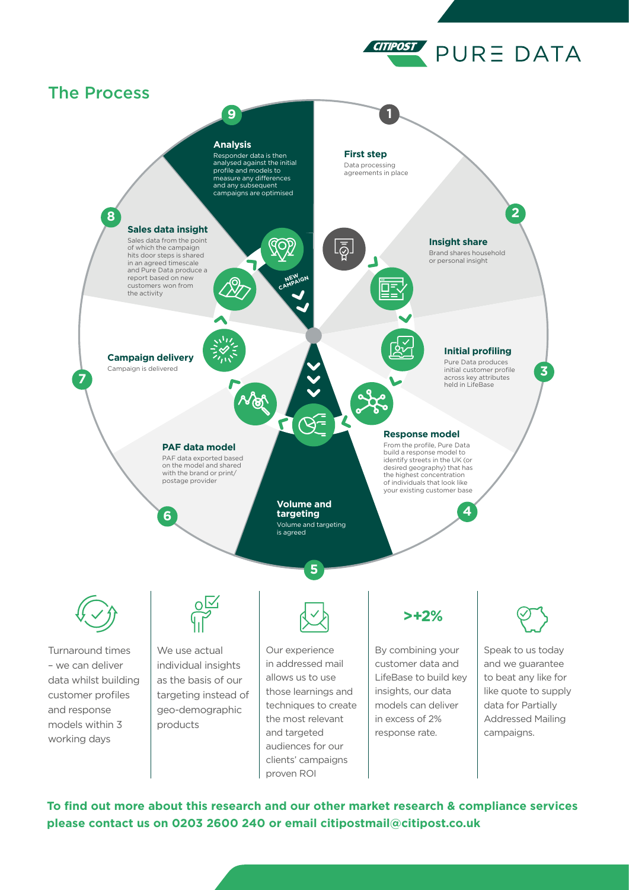CITIPOST PURE DATA

## The Process

**1 First step**

Data processing agreements in place

**2 Insight share**

Brand shares household or personal insight

**3 Initial profiling**

Pure Data produces initial customer profile across key attributes held in LifeBase

**4 Response model**

From the profile, Pure Data build a response model to identify streets in the UK (or desired geography) that has the highest concentration of individuals that look like your existing customer base

**5 Volume and targeting**

Volume and targeting is agreed

**6 PAF data model**

PAF data exported based on the model and shared with the brand or print/postage provider

**7 Campaign delivery**

Campaign is delivered

**8 Sales data insight**

Sales data from the point of which the campaign hits door steps is shared in an agreed timescale and Pure Data produce a report based on new customers won from the activity

**9 Analysis**

Responder data is then analysed against the initial profile and models to measure any differences and any subsequent campaigns are optimised

NEW CAMPAIGN

Turnaround times – we can deliver data whilst building customer profiles and response models within 3 working days

We use actual individual insights as the basis of our targeting instead of geo-demographic products

Our experience in addressed mail allows us to use those learnings and techniques to create the most relevant and targeted audiences for our clients' campaigns proven ROI

**>+2%**

By combining your customer data and LifeBase to build key insights, our data models can deliver in excess of 2% response rate.

Speak to us today and we guarantee to beat any like for like quote to supply data for Partially Addressed Mailing campaigns.

**To find out more about this research and our other market research & compliance services please contact us on 0203 2600 240 or email citipostmail@citipost.co.uk**